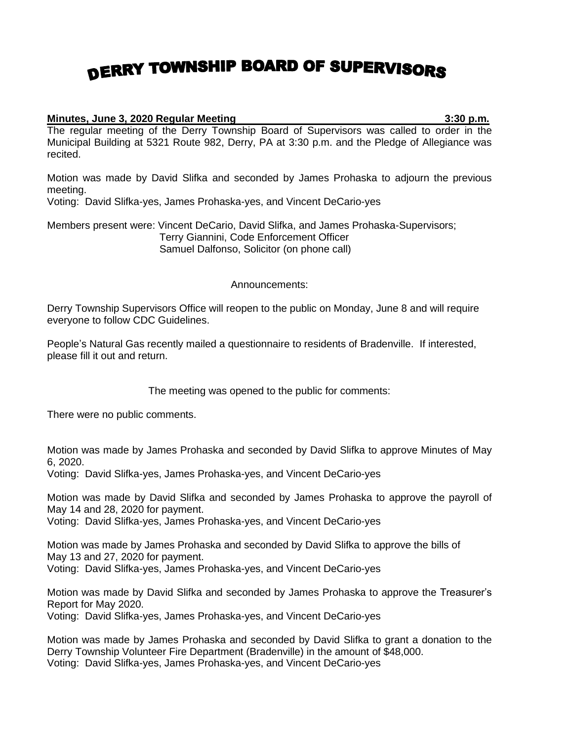# DERRY TOWNSHIP BOARD OF SUPERVISORS

**Minutes, June 3, 2020 Regular Meeting 3:30 p.m.**

The regular meeting of the Derry Township Board of Supervisors was called to order in the Municipal Building at 5321 Route 982, Derry, PA at 3:30 p.m. and the Pledge of Allegiance was recited.

Motion was made by David Slifka and seconded by James Prohaska to adjourn the previous meeting.
Voting: David Slifka-yes, James Prohaska-yes, and Vincent DeCario-yes

Members present were: Vincent DeCario, David Slifka, and James Prohaska-Supervisors;
Terry Giannini, Code Enforcement Officer
Samuel Dalfonso, Solicitor (on phone call)

Announcements:

Derry Township Supervisors Office will reopen to the public on Monday, June 8 and will require everyone to follow CDC Guidelines.

People's Natural Gas recently mailed a questionnaire to residents of Bradenville. If interested, please fill it out and return.

The meeting was opened to the public for comments:

There were no public comments.

Motion was made by James Prohaska and seconded by David Slifka to approve Minutes of May 6, 2020.
Voting: David Slifka-yes, James Prohaska-yes, and Vincent DeCario-yes

Motion was made by David Slifka and seconded by James Prohaska to approve the payroll of May 14 and 28, 2020 for payment.
Voting: David Slifka-yes, James Prohaska-yes, and Vincent DeCario-yes

Motion was made by James Prohaska and seconded by David Slifka to approve the bills of May 13 and 27, 2020 for payment.
Voting: David Slifka-yes, James Prohaska-yes, and Vincent DeCario-yes

Motion was made by David Slifka and seconded by James Prohaska to approve the Treasurer's Report for May 2020.
Voting: David Slifka-yes, James Prohaska-yes, and Vincent DeCario-yes

Motion was made by James Prohaska and seconded by David Slifka to grant a donation to the Derry Township Volunteer Fire Department (Bradenville) in the amount of $48,000.
Voting: David Slifka-yes, James Prohaska-yes, and Vincent DeCario-yes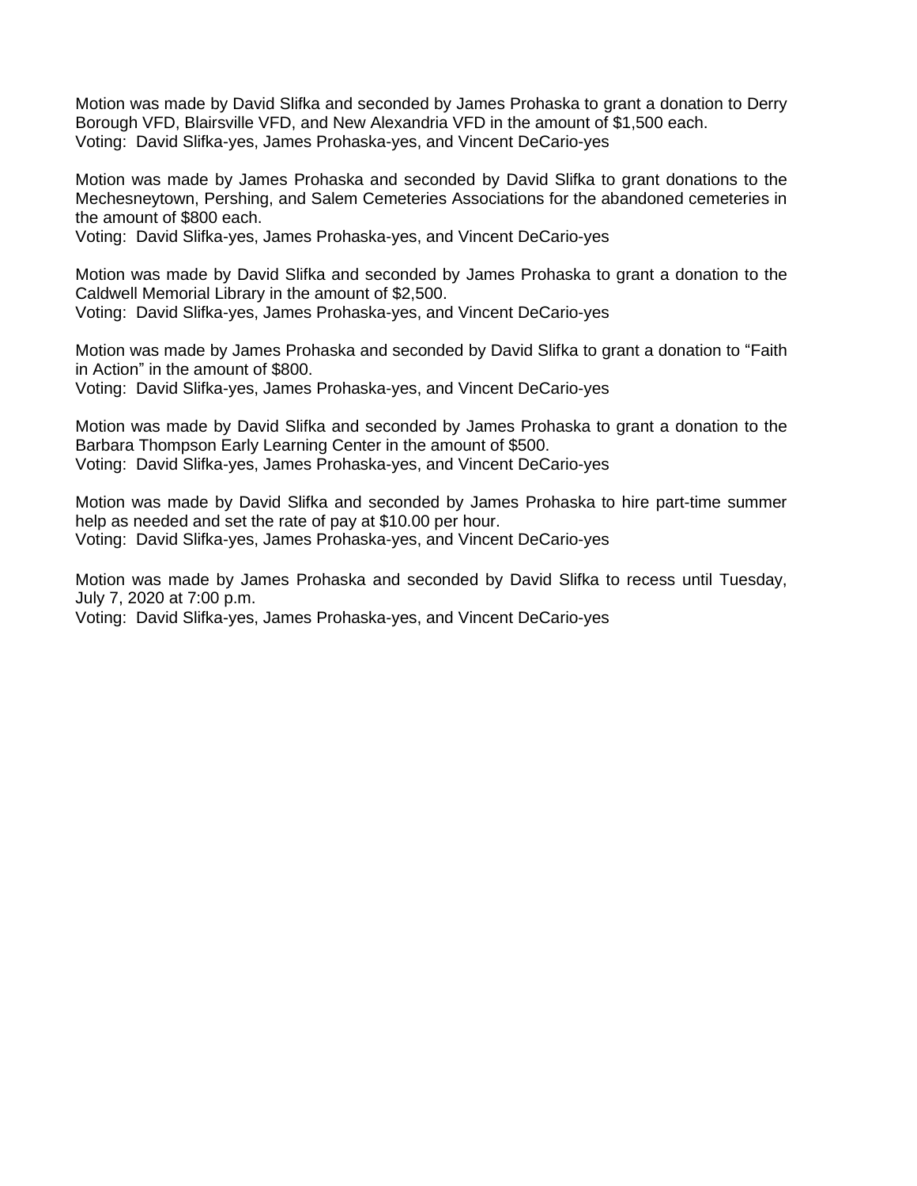Motion was made by David Slifka and seconded by James Prohaska to grant a donation to Derry Borough VFD, Blairsville VFD, and New Alexandria VFD in the amount of $1,500 each.
Voting: David Slifka-yes, James Prohaska-yes, and Vincent DeCario-yes

Motion was made by James Prohaska and seconded by David Slifka to grant donations to the Mechesneytown, Pershing, and Salem Cemeteries Associations for the abandoned cemeteries in the amount of $800 each.
Voting: David Slifka-yes, James Prohaska-yes, and Vincent DeCario-yes

Motion was made by David Slifka and seconded by James Prohaska to grant a donation to the Caldwell Memorial Library in the amount of $2,500.
Voting: David Slifka-yes, James Prohaska-yes, and Vincent DeCario-yes

Motion was made by James Prohaska and seconded by David Slifka to grant a donation to "Faith in Action" in the amount of $800.
Voting: David Slifka-yes, James Prohaska-yes, and Vincent DeCario-yes

Motion was made by David Slifka and seconded by James Prohaska to grant a donation to the Barbara Thompson Early Learning Center in the amount of $500.
Voting: David Slifka-yes, James Prohaska-yes, and Vincent DeCario-yes

Motion was made by David Slifka and seconded by James Prohaska to hire part-time summer help as needed and set the rate of pay at $10.00 per hour.
Voting: David Slifka-yes, James Prohaska-yes, and Vincent DeCario-yes

Motion was made by James Prohaska and seconded by David Slifka to recess until Tuesday, July 7, 2020 at 7:00 p.m.
Voting: David Slifka-yes, James Prohaska-yes, and Vincent DeCario-yes